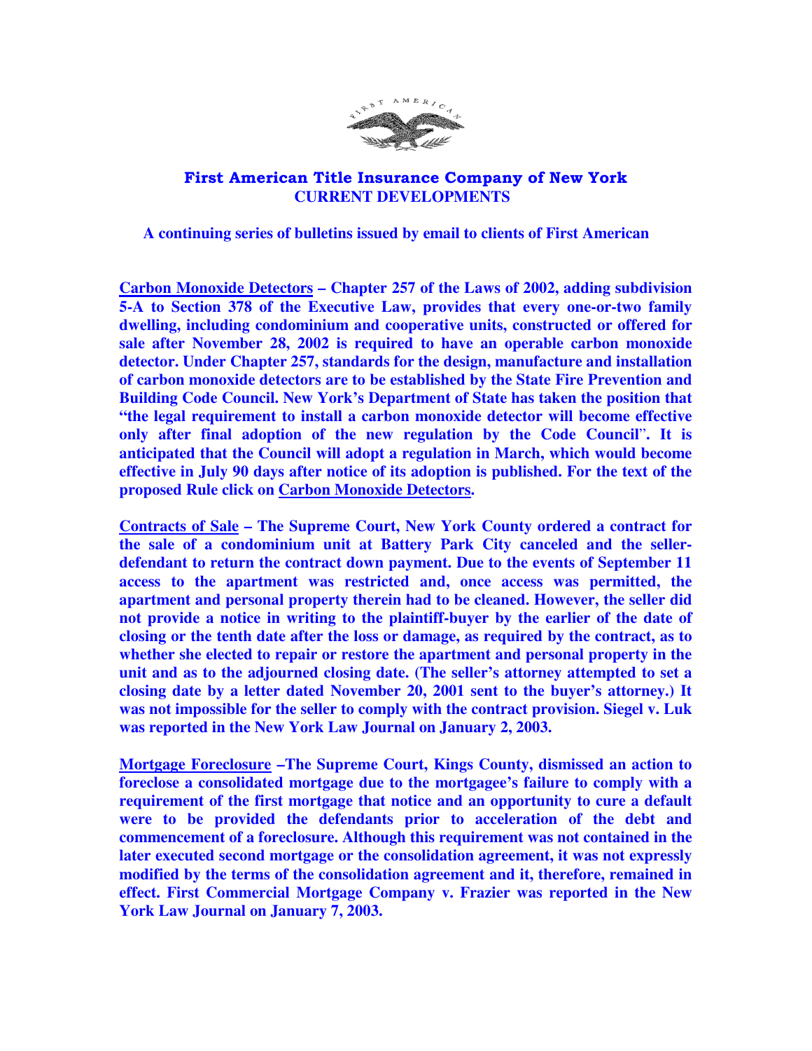# First American Title Insurance Company of New York
## CURRENT DEVELOPMENTS

**A continuing series of bulletins issued by email to clients of First American**

**<u>Carbon Monoxide Detectors</u> – Chapter 257 of the Laws of 2002, adding subdivision 5-A to Section 378 of the Executive Law, provides that every one-or-two family dwelling, including condominium and cooperative units, constructed or offered for sale after November 28, 2002 is required to have an operable carbon monoxide detector. Under Chapter 257, standards for the design, manufacture and installation of carbon monoxide detectors are to be established by the State Fire Prevention and Building Code Council. New York's Department of State has taken the position that "the legal requirement to install a carbon monoxide detector will become effective only after final adoption of the new regulation by the Code Council". It is anticipated that the Council will adopt a regulation in March, which would become effective in July 90 days after notice of its adoption is published. For the text of the proposed Rule click on <u>Carbon Monoxide Detectors</u>.**

**<u>Contracts of Sale</u> – The Supreme Court, New York County ordered a contract for the sale of a condominium unit at Battery Park City canceled and the seller-defendant to return the contract down payment. Due to the events of September 11 access to the apartment was restricted and, once access was permitted, the apartment and personal property therein had to be cleaned. However, the seller did not provide a notice in writing to the plaintiff-buyer by the earlier of the date of closing or the tenth date after the loss or damage, as required by the contract, as to whether she elected to repair or restore the apartment and personal property in the unit and as to the adjourned closing date. (The seller's attorney attempted to set a closing date by a letter dated November 20, 2001 sent to the buyer's attorney.) It was not impossible for the seller to comply with the contract provision. Siegel v. Luk was reported in the New York Law Journal on January 2, 2003.**

**<u>Mortgage Foreclosure</u> –The Supreme Court, Kings County, dismissed an action to foreclose a consolidated mortgage due to the mortgagee's failure to comply with a requirement of the first mortgage that notice and an opportunity to cure a default were to be provided the defendants prior to acceleration of the debt and commencement of a foreclosure. Although this requirement was not contained in the later executed second mortgage or the consolidation agreement, it was not expressly modified by the terms of the consolidation agreement and it, therefore, remained in effect. First Commercial Mortgage Company v. Frazier was reported in the New York Law Journal on January 7, 2003.**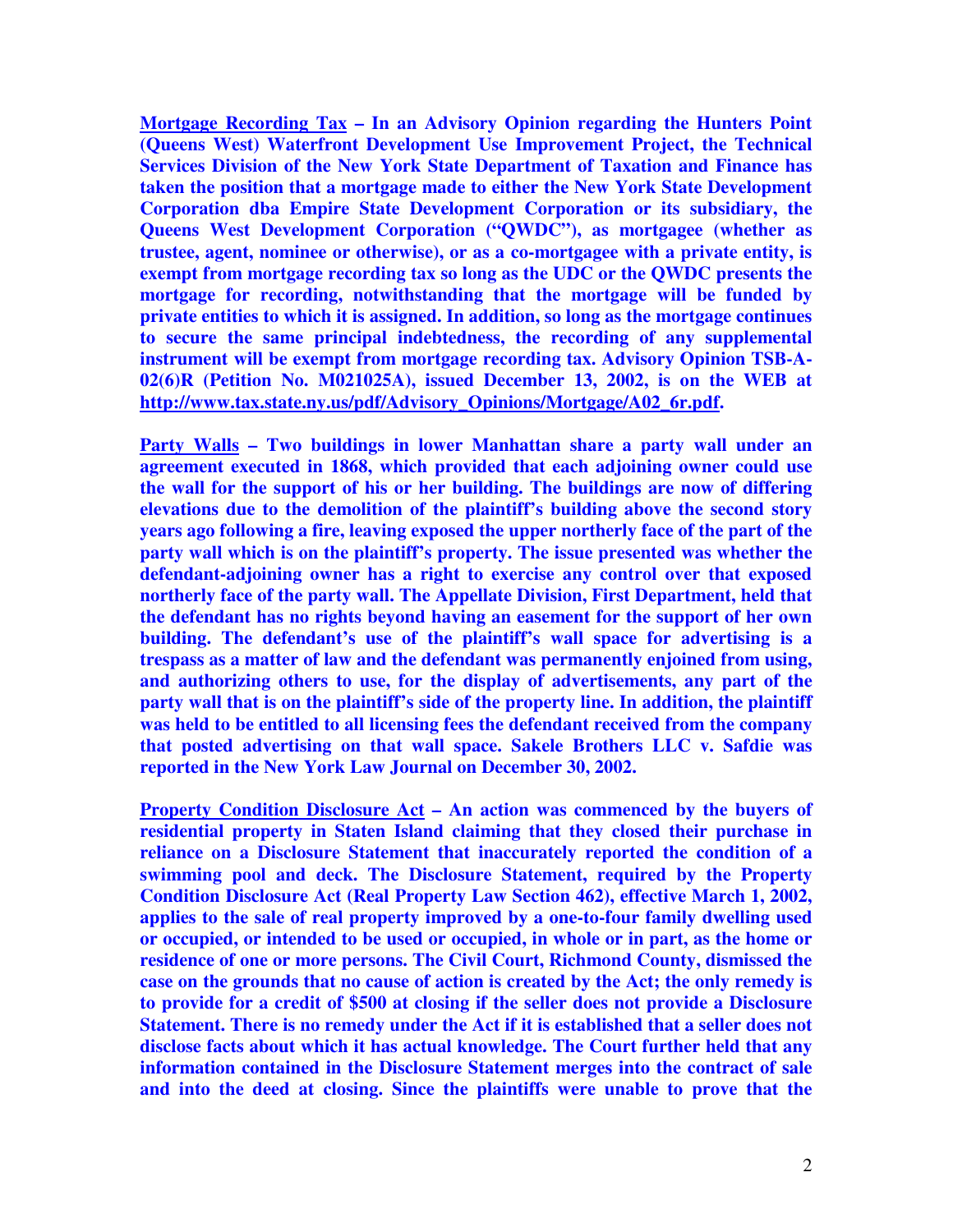**Mortgage Recording Tax – In an Advisory Opinion regarding the Hunters Point (Queens West) Waterfront Development Use Improvement Project, the Technical Services Division of the New York State Department of Taxation and Finance has taken the position that a mortgage made to either the New York State Development Corporation dba Empire State Development Corporation or its subsidiary, the Queens West Development Corporation ("QWDC"), as mortgagee (whether as trustee, agent, nominee or otherwise), or as a co-mortgagee with a private entity, is exempt from mortgage recording tax so long as the UDC or the QWDC presents the mortgage for recording, notwithstanding that the mortgage will be funded by private entities to which it is assigned. In addition, so long as the mortgage continues to secure the same principal indebtedness, the recording of any supplemental instrument will be exempt from mortgage recording tax. Advisory Opinion TSB-A-02(6)R (Petition No. M021025A), issued December 13, 2002, is on the WEB at http://www.tax.state.ny.us/pdf/Advisory_Opinions/Mortgage/A02_6r.pdf.**

**Party Walls – Two buildings in lower Manhattan share a party wall under an agreement executed in 1868, which provided that each adjoining owner could use the wall for the support of his or her building. The buildings are now of differing elevations due to the demolition of the plaintiff's building above the second story years ago following a fire, leaving exposed the upper northerly face of the part of the party wall which is on the plaintiff's property. The issue presented was whether the defendant-adjoining owner has a right to exercise any control over that exposed northerly face of the party wall. The Appellate Division, First Department, held that the defendant has no rights beyond having an easement for the support of her own building. The defendant's use of the plaintiff's wall space for advertising is a trespass as a matter of law and the defendant was permanently enjoined from using, and authorizing others to use, for the display of advertisements, any part of the party wall that is on the plaintiff's side of the property line. In addition, the plaintiff was held to be entitled to all licensing fees the defendant received from the company that posted advertising on that wall space. Sakele Brothers LLC v. Safdie was reported in the New York Law Journal on December 30, 2002.**

**Property Condition Disclosure Act – An action was commenced by the buyers of residential property in Staten Island claiming that they closed their purchase in reliance on a Disclosure Statement that inaccurately reported the condition of a swimming pool and deck. The Disclosure Statement, required by the Property Condition Disclosure Act (Real Property Law Section 462), effective March 1, 2002, applies to the sale of real property improved by a one-to-four family dwelling used or occupied, or intended to be used or occupied, in whole or in part, as the home or residence of one or more persons. The Civil Court, Richmond County, dismissed the case on the grounds that no cause of action is created by the Act; the only remedy is to provide for a credit of $500 at closing if the seller does not provide a Disclosure Statement. There is no remedy under the Act if it is established that a seller does not disclose facts about which it has actual knowledge. The Court further held that any information contained in the Disclosure Statement merges into the contract of sale and into the deed at closing. Since the plaintiffs were unable to prove that the**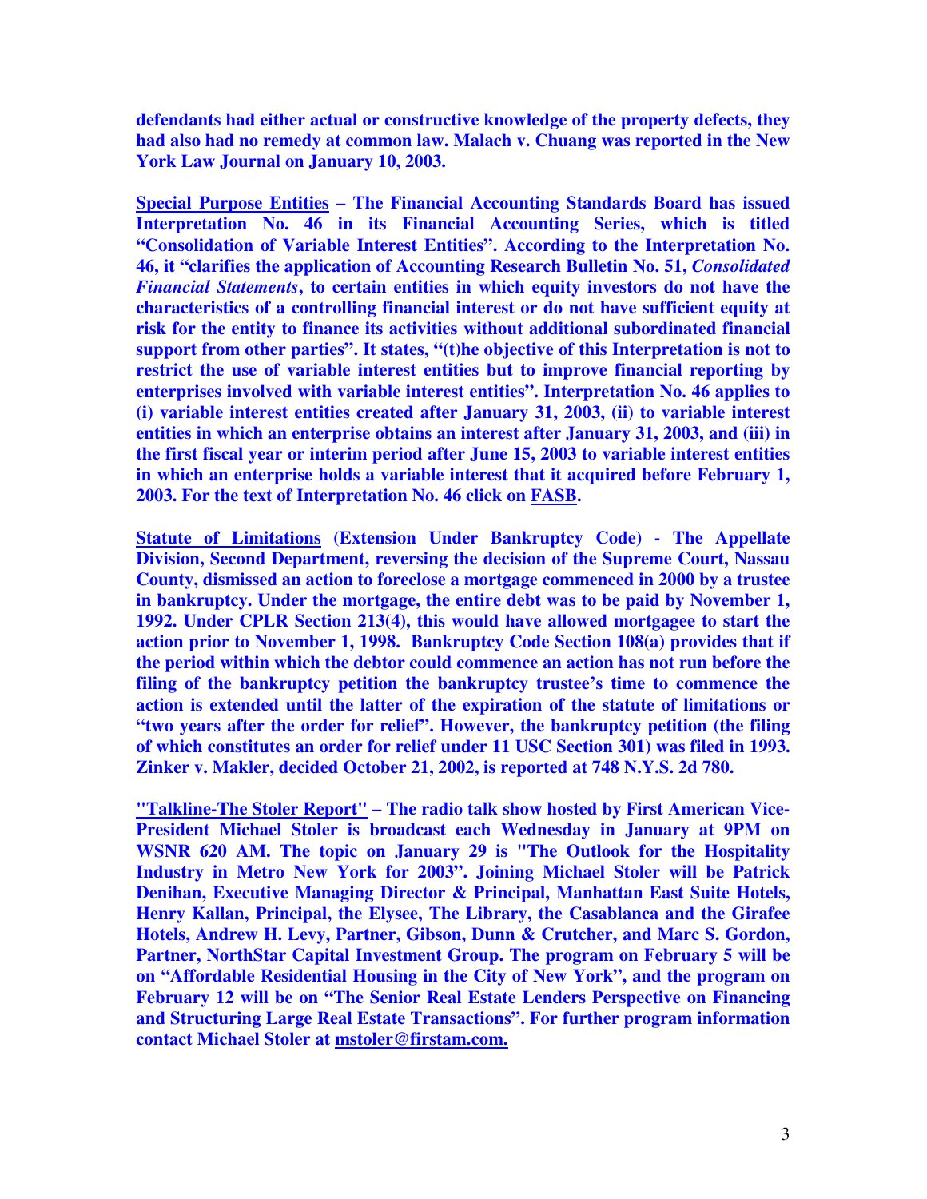**defendants had either actual or constructive knowledge of the property defects, they had also had no remedy at common law. Malach v. Chuang was reported in the New York Law Journal on January 10, 2003.**

**<u>Special Purpose Entities</u> – The Financial Accounting Standards Board has issued Interpretation No. 46 in its Financial Accounting Series, which is titled "Consolidation of Variable Interest Entities". According to the Interpretation No. 46, it "clarifies the application of Accounting Research Bulletin No. 51, *Consolidated Financial Statements*, to certain entities in which equity investors do not have the characteristics of a controlling financial interest or do not have sufficient equity at risk for the entity to finance its activities without additional subordinated financial support from other parties". It states, "(t)he objective of this Interpretation is not to restrict the use of variable interest entities but to improve financial reporting by enterprises involved with variable interest entities". Interpretation No. 46 applies to (i) variable interest entities created after January 31, 2003, (ii) to variable interest entities in which an enterprise obtains an interest after January 31, 2003, and (iii) in the first fiscal year or interim period after June 15, 2003 to variable interest entities in which an enterprise holds a variable interest that it acquired before February 1, 2003. For the text of Interpretation No. 46 click on <u>FASB</u>.**

**<u>Statute of Limitations</u> (Extension Under Bankruptcy Code) - The Appellate Division, Second Department, reversing the decision of the Supreme Court, Nassau County, dismissed an action to foreclose a mortgage commenced in 2000 by a trustee in bankruptcy. Under the mortgage, the entire debt was to be paid by November 1, 1992. Under CPLR Section 213(4), this would have allowed mortgagee to start the action prior to November 1, 1998. Bankruptcy Code Section 108(a) provides that if the period within which the debtor could commence an action has not run before the filing of the bankruptcy petition the bankruptcy trustee's time to commence the action is extended until the latter of the expiration of the statute of limitations or "two years after the order for relief". However, the bankruptcy petition (the filing of which constitutes an order for relief under 11 USC Section 301) was filed in 1993. Zinker v. Makler, decided October 21, 2002, is reported at 748 N.Y.S. 2d 780.**

**<u>"Talkline-The Stoler Report"</u> – The radio talk show hosted by First American Vice-President Michael Stoler is broadcast each Wednesday in January at 9PM on WSNR 620 AM. The topic on January 29 is "The Outlook for the Hospitality Industry in Metro New York for 2003". Joining Michael Stoler will be Patrick Denihan, Executive Managing Director & Principal, Manhattan East Suite Hotels, Henry Kallan, Principal, the Elysee, The Library, the Casablanca and the Girafee Hotels, Andrew H. Levy, Partner, Gibson, Dunn & Crutcher, and Marc S. Gordon, Partner, NorthStar Capital Investment Group. The program on February 5 will be on "Affordable Residential Housing in the City of New York", and the program on February 12 will be on "The Senior Real Estate Lenders Perspective on Financing and Structuring Large Real Estate Transactions". For further program information contact Michael Stoler at <u>mstoler@firstam.com.</u>**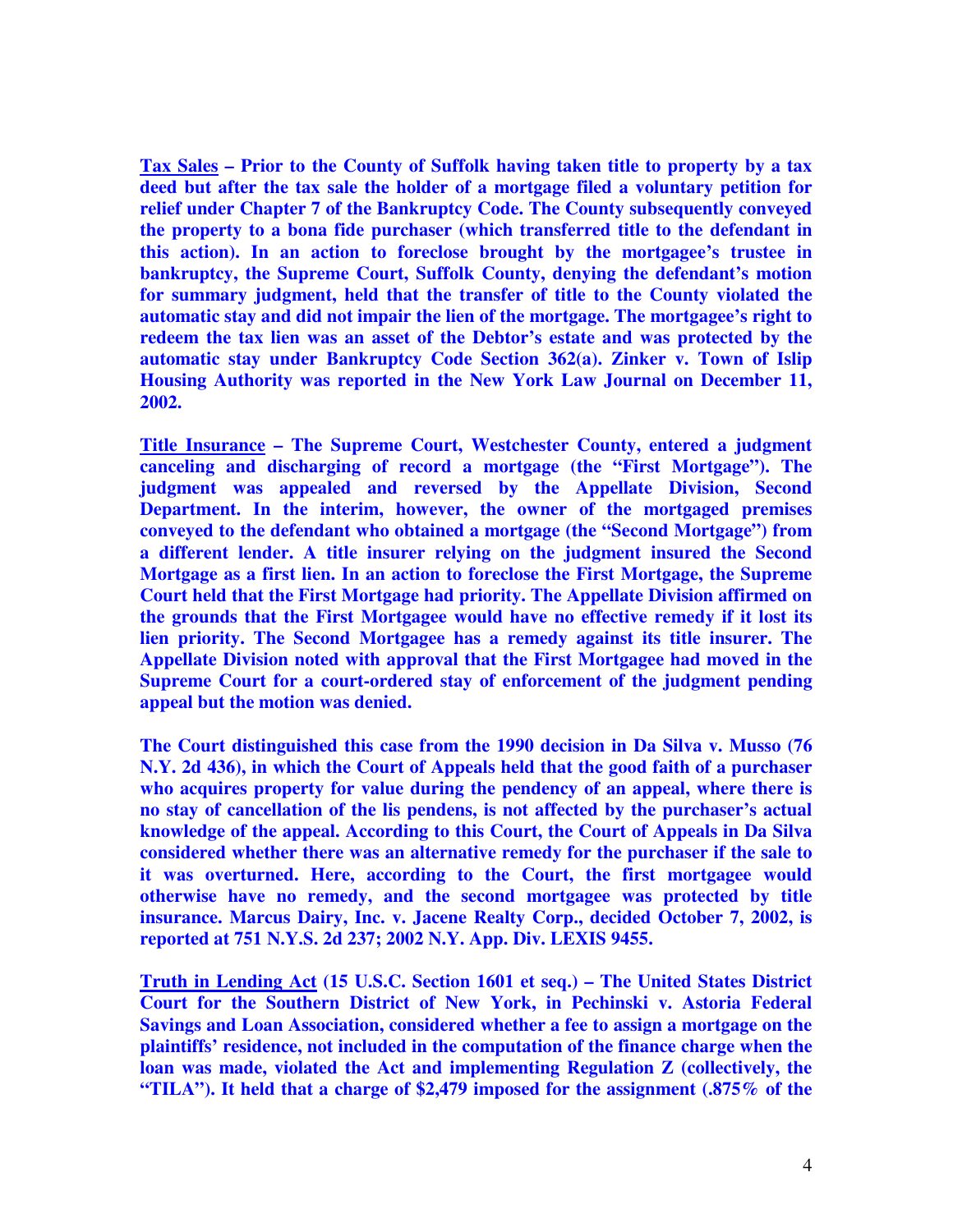**<u>Tax Sales</u> – Prior to the County of Suffolk having taken title to property by a tax deed but after the tax sale the holder of a mortgage filed a voluntary petition for relief under Chapter 7 of the Bankruptcy Code. The County subsequently conveyed the property to a bona fide purchaser (which transferred title to the defendant in this action). In an action to foreclose brought by the mortgagee's trustee in bankruptcy, the Supreme Court, Suffolk County, denying the defendant's motion for summary judgment, held that the transfer of title to the County violated the automatic stay and did not impair the lien of the mortgage. The mortgagee's right to redeem the tax lien was an asset of the Debtor's estate and was protected by the automatic stay under Bankruptcy Code Section 362(a). Zinker v. Town of Islip Housing Authority was reported in the New York Law Journal on December 11, 2002.**

**<u>Title Insurance</u> – The Supreme Court, Westchester County, entered a judgment canceling and discharging of record a mortgage (the "First Mortgage"). The judgment was appealed and reversed by the Appellate Division, Second Department. In the interim, however, the owner of the mortgaged premises conveyed to the defendant who obtained a mortgage (the "Second Mortgage") from a different lender. A title insurer relying on the judgment insured the Second Mortgage as a first lien. In an action to foreclose the First Mortgage, the Supreme Court held that the First Mortgage had priority. The Appellate Division affirmed on the grounds that the First Mortgagee would have no effective remedy if it lost its lien priority. The Second Mortgagee has a remedy against its title insurer. The Appellate Division noted with approval that the First Mortgagee had moved in the Supreme Court for a court-ordered stay of enforcement of the judgment pending appeal but the motion was denied.**

**The Court distinguished this case from the 1990 decision in Da Silva v. Musso (76 N.Y. 2d 436), in which the Court of Appeals held that the good faith of a purchaser who acquires property for value during the pendency of an appeal, where there is no stay of cancellation of the lis pendens, is not affected by the purchaser's actual knowledge of the appeal. According to this Court, the Court of Appeals in Da Silva considered whether there was an alternative remedy for the purchaser if the sale to it was overturned. Here, according to the Court, the first mortgagee would otherwise have no remedy, and the second mortgagee was protected by title insurance. Marcus Dairy, Inc. v. Jacene Realty Corp., decided October 7, 2002, is reported at 751 N.Y.S. 2d 237; 2002 N.Y. App. Div. LEXIS 9455.**

**<u>Truth in Lending Act</u> (15 U.S.C. Section 1601 et seq.) – The United States District Court for the Southern District of New York, in Pechinski v. Astoria Federal Savings and Loan Association, considered whether a fee to assign a mortgage on the plaintiffs' residence, not included in the computation of the finance charge when the loan was made, violated the Act and implementing Regulation Z (collectively, the "TILA"). It held that a charge of $2,479 imposed for the assignment (.875% of the**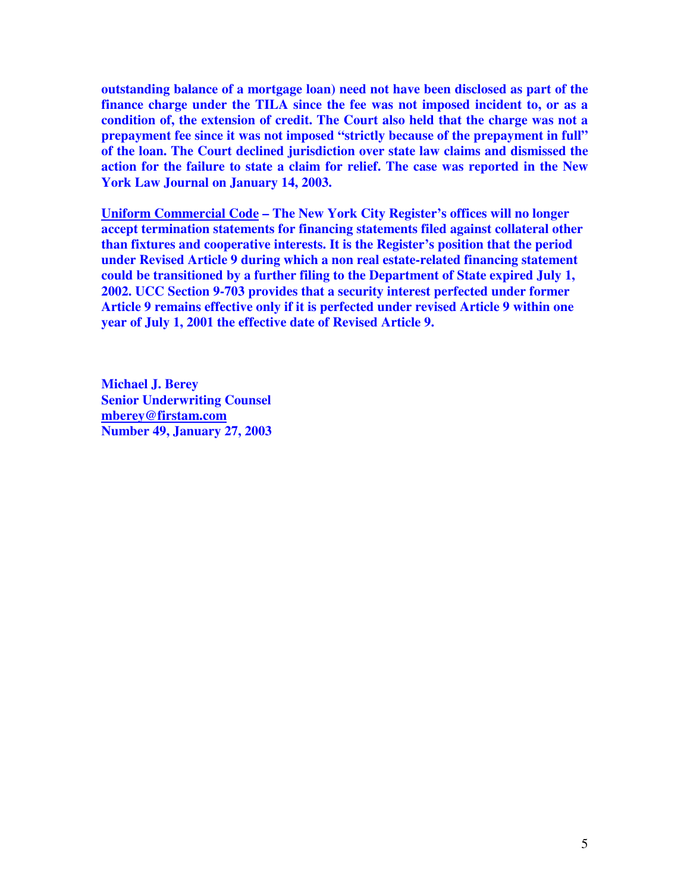**outstanding balance of a mortgage loan) need not have been disclosed as part of the finance charge under the TILA since the fee was not imposed incident to, or as a condition of, the extension of credit. The Court also held that the charge was not a prepayment fee since it was not imposed "strictly because of the prepayment in full" of the loan. The Court declined jurisdiction over state law claims and dismissed the action for the failure to state a claim for relief. The case was reported in the New York Law Journal on January 14, 2003.**

**<u>Uniform Commercial Code</u> – The New York City Register's offices will no longer accept termination statements for financing statements filed against collateral other than fixtures and cooperative interests. It is the Register's position that the period under Revised Article 9 during which a non real estate-related financing statement could be transitioned by a further filing to the Department of State expired July 1, 2002. UCC Section 9-703 provides that a security interest perfected under former Article 9 remains effective only if it is perfected under revised Article 9 within one year of July 1, 2001 the effective date of Revised Article 9.**

**Michael J. Berey**
**Senior Underwriting Counsel**
**<u>mberey@firstam.com</u>**
**Number 49, January 27, 2003**